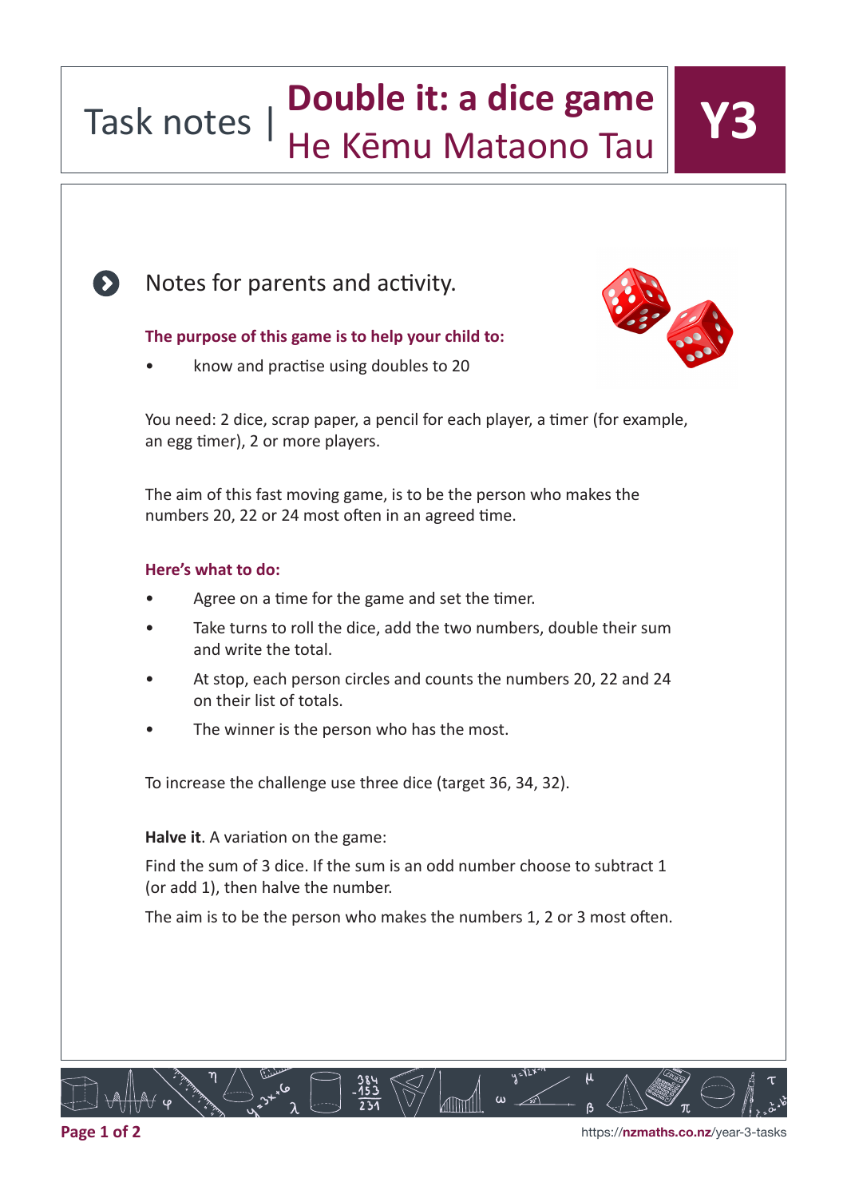# Task notes | Double it: a dice game
## He Kēmu Mataono Tau

**Y3**

## Notes for parents and activity.

**The purpose of this game is to help your child to:**

- know and practise using doubles to 20

You need: 2 dice, scrap paper, a pencil for each player, a timer (for example, an egg timer), 2 or more players.

The aim of this fast moving game, is to be the person who makes the numbers 20, 22 or 24 most often in an agreed time.

**Here's what to do:**

- Agree on a time for the game and set the timer.
- Take turns to roll the dice, add the two numbers, double their sum and write the total.
- At stop, each person circles and counts the numbers 20, 22 and 24 on their list of totals.
- The winner is the person who has the most.

To increase the challenge use three dice (target 36, 34, 32).

**Halve it**. A variation on the game:

Find the sum of 3 dice. If the sum is an odd number choose to subtract 1 (or add 1), then halve the number.

The aim is to be the person who makes the numbers 1, 2 or 3 most often.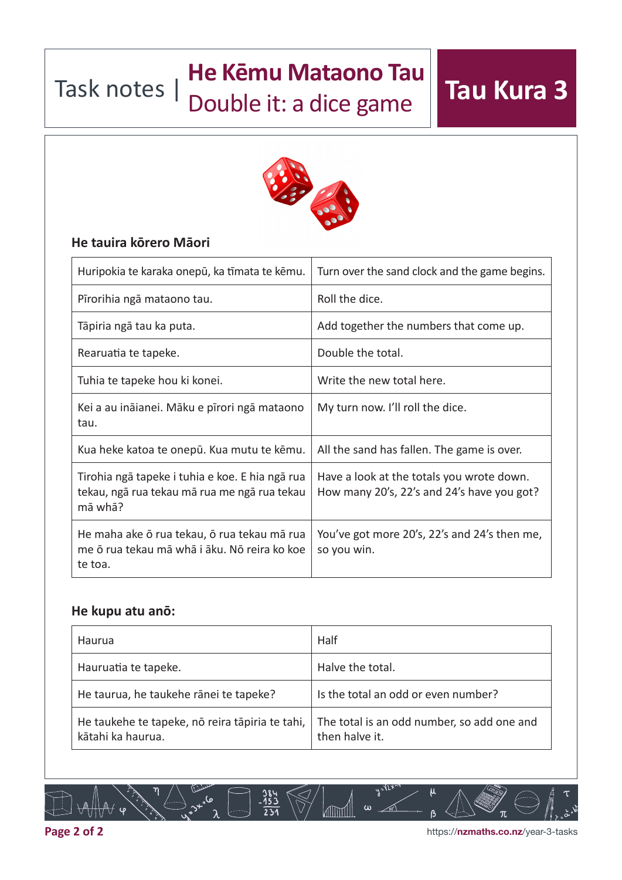# Task notes | He Kēmu Mataono Tau
## Double it: a dice game

**Tau Kura 3**

### He tauira kōrero Māori

| | |
|---|---|
| Huripokia te karaka onepū, ka tīmata te kēmu. | Turn over the sand clock and the game begins. |
| Pīrorihia ngā mataono tau. | Roll the dice. |
| Tāpiria ngā tau ka puta. | Add together the numbers that come up. |
| Rearuatia te tapeke. | Double the total. |
| Tuhia te tapeke hou ki konei. | Write the new total here. |
| Kei a au ināianei. Māku e pīrori ngā mataono tau. | My turn now. I'll roll the dice. |
| Kua heke katoa te onepū. Kua mutu te kēmu. | All the sand has fallen. The game is over. |
| Tirohia ngā tapeke i tuhia e koe. E hia ngā rua tekau, ngā rua tekau mā rua me ngā rua tekau mā whā? | Have a look at the totals you wrote down. How many 20's, 22's and 24's have you got? |
| He maha ake ō rua tekau, ō rua tekau mā rua me ō rua tekau mā whā i āku. Nō reira ko koe te toa. | You've got more 20's, 22's and 24's then me, so you win. |

### He kupu atu anō:

| | |
|---|---|
| Haurua | Half |
| Hauruatia te tapeke. | Halve the total. |
| He taurua, he taukehe rānei te tapeke? | Is the total an odd or even number? |
| He taukehe te tapeke, nō reira tāpiria te tahi, kātahi ka haurua. | The total is an odd number, so add one and then halve it. |

https://nzmaths.co.nz/year-3-tasks